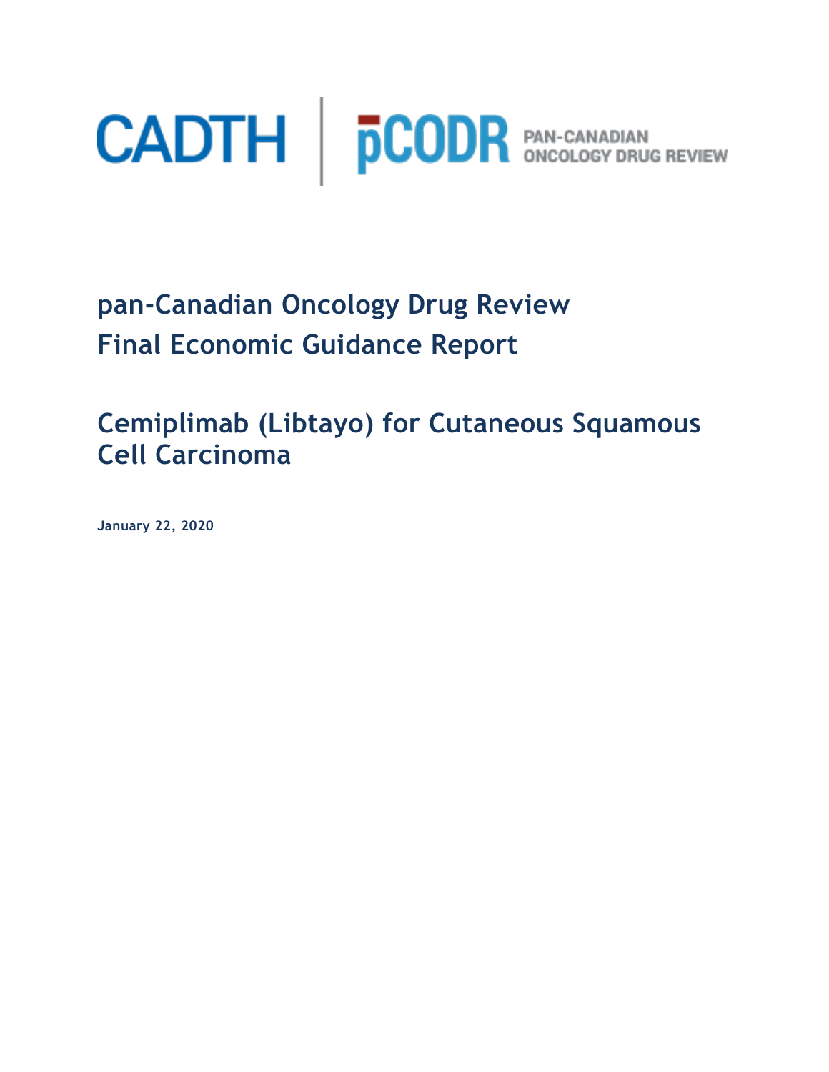CADTH | pCODR PAN-CANADIAN ONCOLOGY DRUG REVIEW

# pan-Canadian Oncology Drug Review Final Economic Guidance Report

# Cemiplimab (Libtayo) for Cutaneous Squamous Cell Carcinoma

**January 22, 2020**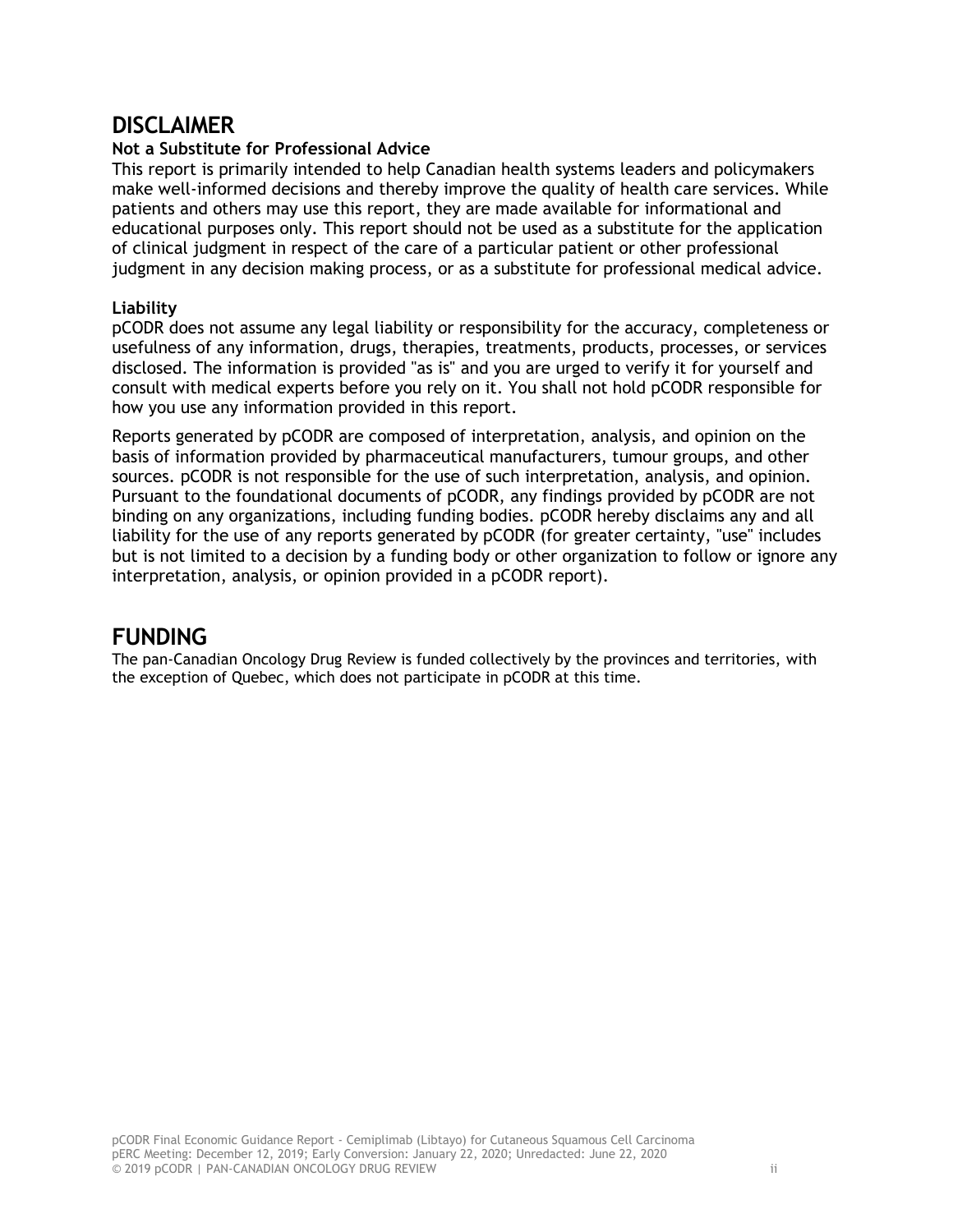# DISCLAIMER

**Not a Substitute for Professional Advice**

This report is primarily intended to help Canadian health systems leaders and policymakers make well-informed decisions and thereby improve the quality of health care services. While patients and others may use this report, they are made available for informational and educational purposes only. This report should not be used as a substitute for the application of clinical judgment in respect of the care of a particular patient or other professional judgment in any decision making process, or as a substitute for professional medical advice.

**Liability**

pCODR does not assume any legal liability or responsibility for the accuracy, completeness or usefulness of any information, drugs, therapies, treatments, products, processes, or services disclosed. The information is provided "as is" and you are urged to verify it for yourself and consult with medical experts before you rely on it. You shall not hold pCODR responsible for how you use any information provided in this report.

Reports generated by pCODR are composed of interpretation, analysis, and opinion on the basis of information provided by pharmaceutical manufacturers, tumour groups, and other sources. pCODR is not responsible for the use of such interpretation, analysis, and opinion. Pursuant to the foundational documents of pCODR, any findings provided by pCODR are not binding on any organizations, including funding bodies. pCODR hereby disclaims any and all liability for the use of any reports generated by pCODR (for greater certainty, "use" includes but is not limited to a decision by a funding body or other organization to follow or ignore any interpretation, analysis, or opinion provided in a pCODR report).

# FUNDING

The pan-Canadian Oncology Drug Review is funded collectively by the provinces and territories, with the exception of Quebec, which does not participate in pCODR at this time.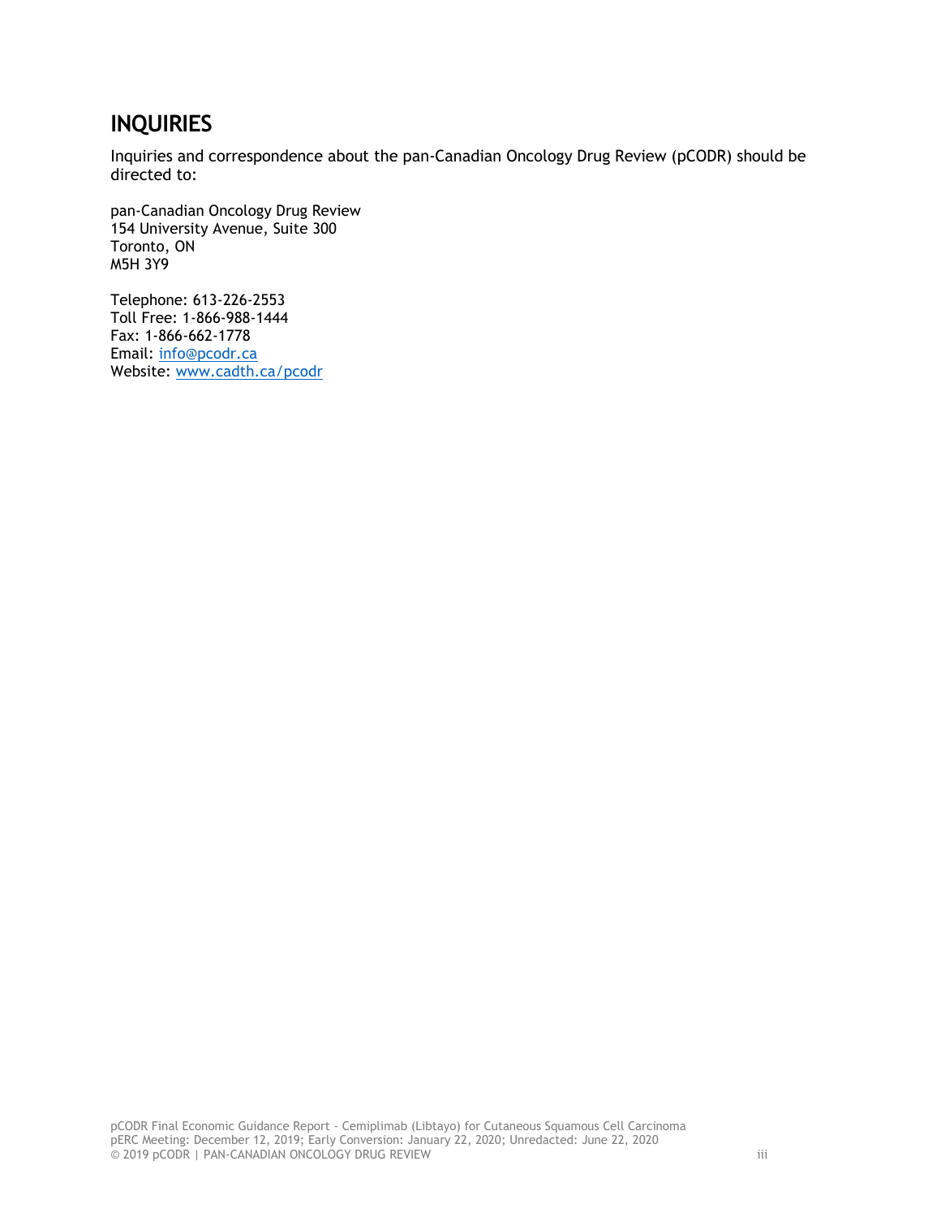## INQUIRIES

Inquiries and correspondence about the pan-Canadian Oncology Drug Review (pCODR) should be directed to:

pan-Canadian Oncology Drug Review
154 University Avenue, Suite 300
Toronto, ON
M5H 3Y9

Telephone: 613-226-2553
Toll Free: 1-866-988-1444
Fax: 1-866-662-1778
Email: info@pcodr.ca
Website: www.cadth.ca/pcodr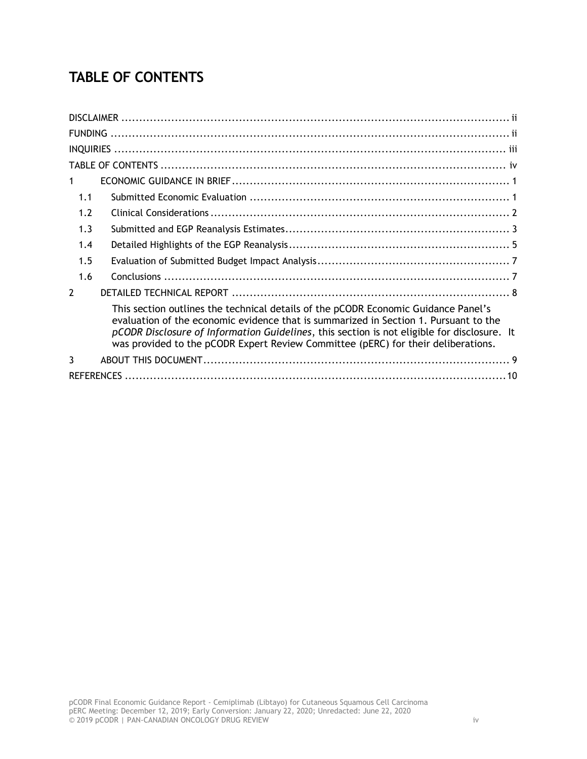# TABLE OF CONTENTS

DISCLAIMER ..... ii
FUNDING ..... ii
INQUIRIES ..... iii
TABLE OF CONTENTS ..... iv
1 ECONOMIC GUIDANCE IN BRIEF ..... 1
 1.1 Submitted Economic Evaluation ..... 1
 1.2 Clinical Considerations ..... 2
 1.3 Submitted and EGP Reanalysis Estimates ..... 3
 1.4 Detailed Highlights of the EGP Reanalysis ..... 5
 1.5 Evaluation of Submitted Budget Impact Analysis ..... 7
 1.6 Conclusions ..... 7
2 DETAILED TECHNICAL REPORT ..... 8

This section outlines the technical details of the pCODR Economic Guidance Panel's evaluation of the economic evidence that is summarized in Section 1. Pursuant to the *pCODR Disclosure of Information Guidelines*, this section is not eligible for disclosure. It was provided to the pCODR Expert Review Committee (pERC) for their deliberations.

3 ABOUT THIS DOCUMENT ..... 9
REFERENCES ..... 10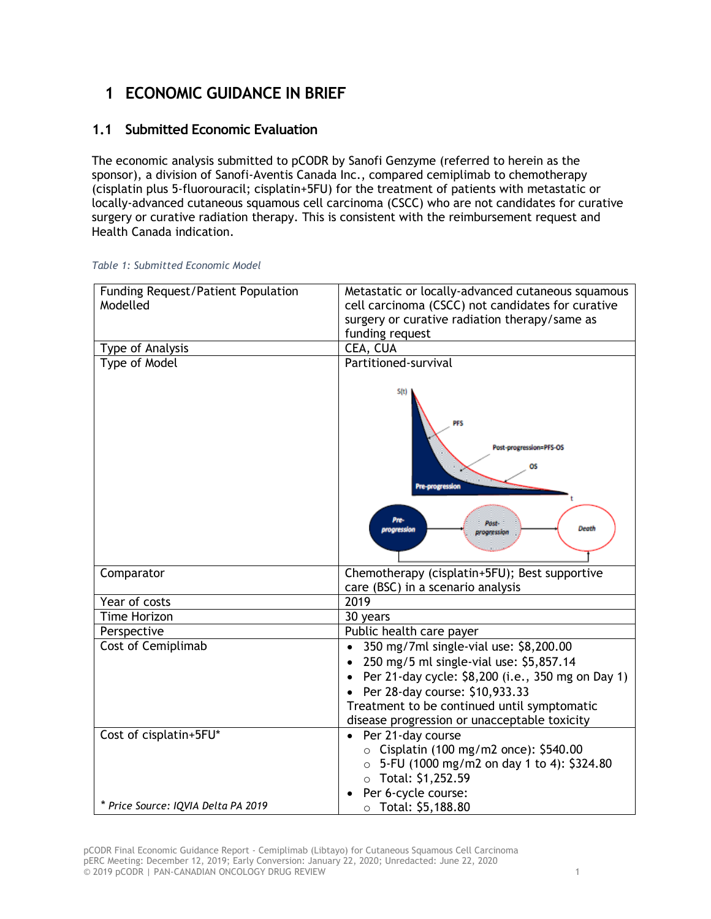# 1 ECONOMIC GUIDANCE IN BRIEF

## 1.1 Submitted Economic Evaluation

The economic analysis submitted to pCODR by Sanofi Genzyme (referred to herein as the sponsor), a division of Sanofi-Aventis Canada Inc., compared cemiplimab to chemotherapy (cisplatin plus 5-fluorouracil; cisplatin+5FU) for the treatment of patients with metastatic or locally-advanced cutaneous squamous cell carcinoma (CSCC) who are not candidates for curative surgery or curative radiation therapy. This is consistent with the reimbursement request and Health Canada indication.

*Table 1: Submitted Economic Model*

| | |
|---|---|
| Funding Request/Patient Population Modelled | Metastatic or locally-advanced cutaneous squamous cell carcinoma (CSCC) not candidates for curative surgery or curative radiation therapy/same as funding request |
| Type of Analysis | CEA, CUA |
| Type of Model | Partitioned-survival |
| Comparator | Chemotherapy (cisplatin+5FU); Best supportive care (BSC) in a scenario analysis |
| Year of costs | 2019 |
| Time Horizon | 30 years |
| Perspective | Public health care payer |
| Cost of Cemiplimab | • 350 mg/7ml single-vial use: $8,200.00<br>• 250 mg/5 ml single-vial use: $5,857.14<br>• Per 21-day cycle: $8,200 (i.e., 350 mg on Day 1)<br>• Per 28-day course: $10,933.33<br>Treatment to be continued until symptomatic disease progression or unacceptable toxicity |
| Cost of cisplatin+5FU*<br><br>* *Price Source: IQVIA Delta PA 2019* | • Per 21-day course<br>  ○ Cisplatin (100 mg/m2 once): $540.00<br>  ○ 5-FU (1000 mg/m2 on day 1 to 4): $324.80<br>  ○ Total: $1,252.59<br>• Per 6-cycle course:<br>  ○ Total: $5,188.80 |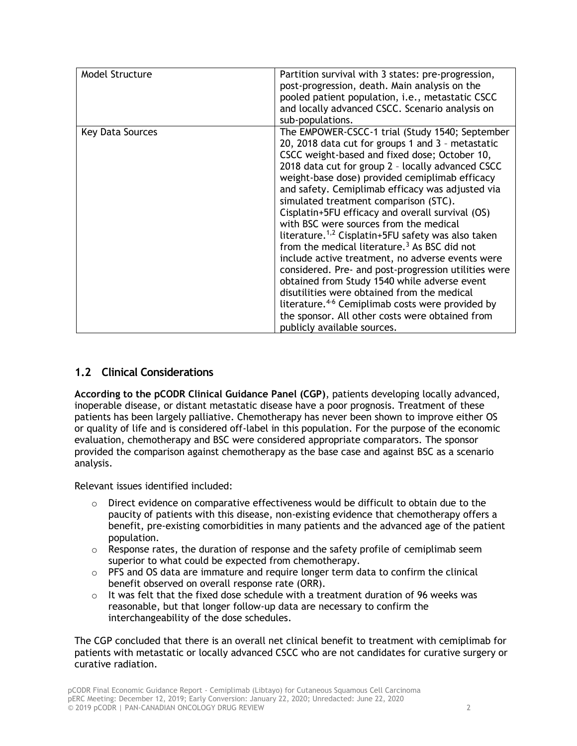| | |
|---|---|
| Model Structure | Partition survival with 3 states: pre-progression, post-progression, death. Main analysis on the pooled patient population, i.e., metastatic CSCC and locally advanced CSCC. Scenario analysis on sub-populations. |
| Key Data Sources | The EMPOWER-CSCC-1 trial (Study 1540; September 20, 2018 data cut for groups 1 and 3 – metastatic CSCC weight-based and fixed dose; October 10, 2018 data cut for group 2 – locally advanced CSCC weight-base dose) provided cemiplimab efficacy and safety. Cemiplimab efficacy was adjusted via simulated treatment comparison (STC). Cisplatin+5FU efficacy and overall survival (OS) with BSC were sources from the medical literature.[1,2] Cisplatin+5FU safety was also taken from the medical literature.[3] As BSC did not include active treatment, no adverse events were considered. Pre- and post-progression utilities were obtained from Study 1540 while adverse event disutilities were obtained from the medical literature.[4-6] Cemiplimab costs were provided by the sponsor. All other costs were obtained from publicly available sources. |

## 1.2 Clinical Considerations

**According to the pCODR Clinical Guidance Panel (CGP)**, patients developing locally advanced, inoperable disease, or distant metastatic disease have a poor prognosis. Treatment of these patients has been largely palliative. Chemotherapy has never been shown to improve either OS or quality of life and is considered off-label in this population. For the purpose of the economic evaluation, chemotherapy and BSC were considered appropriate comparators. The sponsor provided the comparison against chemotherapy as the base case and against BSC as a scenario analysis.

Relevant issues identified included:

- Direct evidence on comparative effectiveness would be difficult to obtain due to the paucity of patients with this disease, non-existing evidence that chemotherapy offers a benefit, pre-existing comorbidities in many patients and the advanced age of the patient population.
- Response rates, the duration of response and the safety profile of cemiplimab seem superior to what could be expected from chemotherapy.
- PFS and OS data are immature and require longer term data to confirm the clinical benefit observed on overall response rate (ORR).
- It was felt that the fixed dose schedule with a treatment duration of 96 weeks was reasonable, but that longer follow-up data are necessary to confirm the interchangeability of the dose schedules.

The CGP concluded that there is an overall net clinical benefit to treatment with cemiplimab for patients with metastatic or locally advanced CSCC who are not candidates for curative surgery or curative radiation.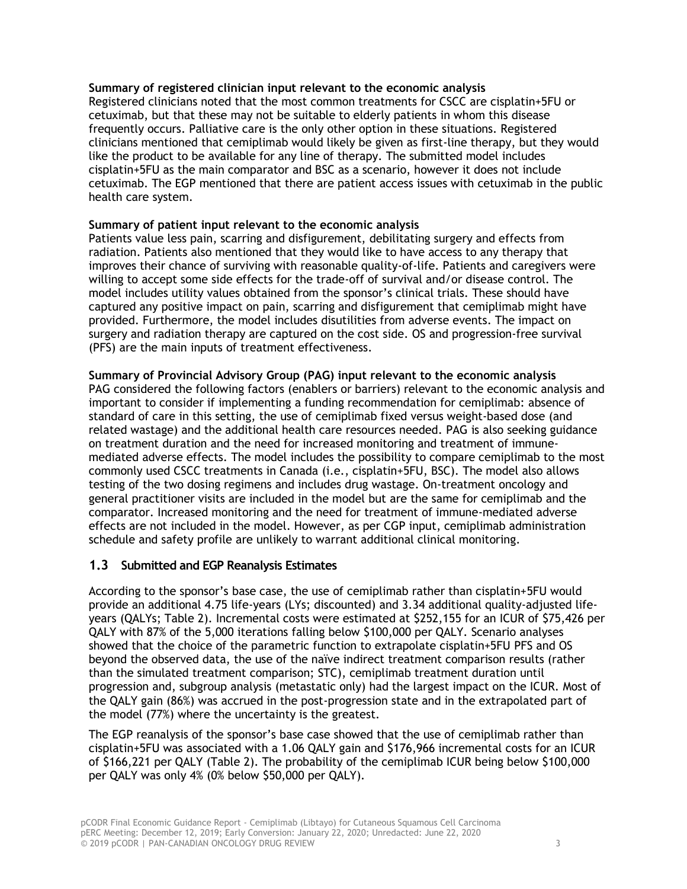**Summary of registered clinician input relevant to the economic analysis**
Registered clinicians noted that the most common treatments for CSCC are cisplatin+5FU or cetuximab, but that these may not be suitable to elderly patients in whom this disease frequently occurs. Palliative care is the only other option in these situations. Registered clinicians mentioned that cemiplimab would likely be given as first-line therapy, but they would like the product to be available for any line of therapy. The submitted model includes cisplatin+5FU as the main comparator and BSC as a scenario, however it does not include cetuximab. The EGP mentioned that there are patient access issues with cetuximab in the public health care system.

**Summary of patient input relevant to the economic analysis**
Patients value less pain, scarring and disfigurement, debilitating surgery and effects from radiation. Patients also mentioned that they would like to have access to any therapy that improves their chance of surviving with reasonable quality-of-life. Patients and caregivers were willing to accept some side effects for the trade-off of survival and/or disease control. The model includes utility values obtained from the sponsor's clinical trials. These should have captured any positive impact on pain, scarring and disfigurement that cemiplimab might have provided. Furthermore, the model includes disutilities from adverse events. The impact on surgery and radiation therapy are captured on the cost side. OS and progression-free survival (PFS) are the main inputs of treatment effectiveness.

**Summary of Provincial Advisory Group (PAG) input relevant to the economic analysis**
PAG considered the following factors (enablers or barriers) relevant to the economic analysis and important to consider if implementing a funding recommendation for cemiplimab: absence of standard of care in this setting, the use of cemiplimab fixed versus weight-based dose (and related wastage) and the additional health care resources needed. PAG is also seeking guidance on treatment duration and the need for increased monitoring and treatment of immune-mediated adverse effects. The model includes the possibility to compare cemiplimab to the most commonly used CSCC treatments in Canada (i.e., cisplatin+5FU, BSC). The model also allows testing of the two dosing regimens and includes drug wastage. On-treatment oncology and general practitioner visits are included in the model but are the same for cemiplimab and the comparator. Increased monitoring and the need for treatment of immune-mediated adverse effects are not included in the model. However, as per CGP input, cemiplimab administration schedule and safety profile are unlikely to warrant additional clinical monitoring.

## 1.3 Submitted and EGP Reanalysis Estimates

According to the sponsor's base case, the use of cemiplimab rather than cisplatin+5FU would provide an additional 4.75 life-years (LYs; discounted) and 3.34 additional quality-adjusted life-years (QALYs; Table 2). Incremental costs were estimated at $252,155 for an ICUR of $75,426 per QALY with 87% of the 5,000 iterations falling below $100,000 per QALY. Scenario analyses showed that the choice of the parametric function to extrapolate cisplatin+5FU PFS and OS beyond the observed data, the use of the naïve indirect treatment comparison results (rather than the simulated treatment comparison; STC), cemiplimab treatment duration until progression and, subgroup analysis (metastatic only) had the largest impact on the ICUR. Most of the QALY gain (86%) was accrued in the post-progression state and in the extrapolated part of the model (77%) where the uncertainty is the greatest.

The EGP reanalysis of the sponsor's base case showed that the use of cemiplimab rather than cisplatin+5FU was associated with a 1.06 QALY gain and $176,966 incremental costs for an ICUR of $166,221 per QALY (Table 2). The probability of the cemiplimab ICUR being below $100,000 per QALY was only 4% (0% below $50,000 per QALY).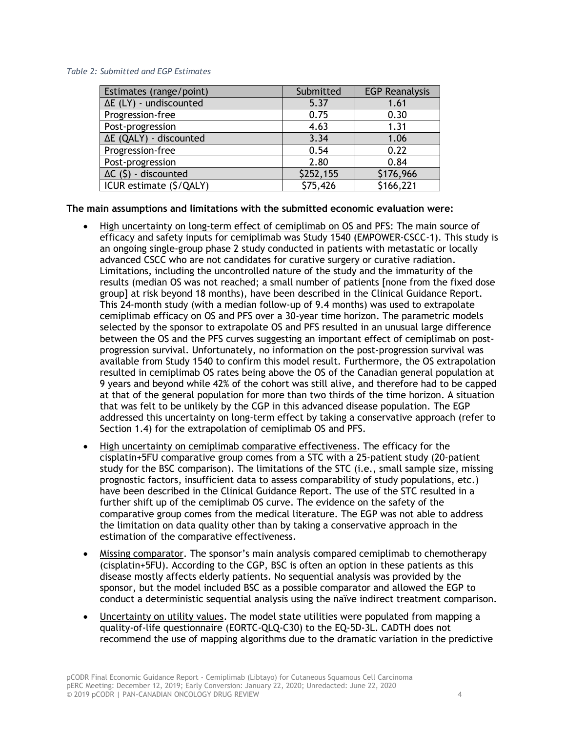*Table 2: Submitted and EGP Estimates*

| Estimates (range/point) | Submitted | EGP Reanalysis |
|---|---|---|
| ΔE (LY) - undiscounted | 5.37 | 1.61 |
| Progression-free | 0.75 | 0.30 |
| Post-progression | 4.63 | 1.31 |
| ΔE (QALY) - discounted | 3.34 | 1.06 |
| Progression-free | 0.54 | 0.22 |
| Post-progression | 2.80 | 0.84 |
| ΔC ($) - discounted | $252,155 | $176,966 |
| ICUR estimate ($/QALY) | $75,426 | $166,221 |

**The main assumptions and limitations with the submitted economic evaluation were:**

- High uncertainty on long-term effect of cemiplimab on OS and PFS: The main source of efficacy and safety inputs for cemiplimab was Study 1540 (EMPOWER-CSCC-1). This study is an ongoing single-group phase 2 study conducted in patients with metastatic or locally advanced CSCC who are not candidates for curative surgery or curative radiation. Limitations, including the uncontrolled nature of the study and the immaturity of the results (median OS was not reached; a small number of patients [none from the fixed dose group] at risk beyond 18 months), have been described in the Clinical Guidance Report. This 24-month study (with a median follow-up of 9.4 months) was used to extrapolate cemiplimab efficacy on OS and PFS over a 30-year time horizon. The parametric models selected by the sponsor to extrapolate OS and PFS resulted in an unusual large difference between the OS and the PFS curves suggesting an important effect of cemiplimab on post-progression survival. Unfortunately, no information on the post-progression survival was available from Study 1540 to confirm this model result. Furthermore, the OS extrapolation resulted in cemiplimab OS rates being above the OS of the Canadian general population at 9 years and beyond while 42% of the cohort was still alive, and therefore had to be capped at that of the general population for more than two thirds of the time horizon. A situation that was felt to be unlikely by the CGP in this advanced disease population. The EGP addressed this uncertainty on long-term effect by taking a conservative approach (refer to Section 1.4) for the extrapolation of cemiplimab OS and PFS.
- High uncertainty on cemiplimab comparative effectiveness. The efficacy for the cisplatin+5FU comparative group comes from a STC with a 25-patient study (20-patient study for the BSC comparison). The limitations of the STC (i.e., small sample size, missing prognostic factors, insufficient data to assess comparability of study populations, etc.) have been described in the Clinical Guidance Report. The use of the STC resulted in a further shift up of the cemiplimab OS curve. The evidence on the safety of the comparative group comes from the medical literature. The EGP was not able to address the limitation on data quality other than by taking a conservative approach in the estimation of the comparative effectiveness.
- Missing comparator. The sponsor's main analysis compared cemiplimab to chemotherapy (cisplatin+5FU). According to the CGP, BSC is often an option in these patients as this disease mostly affects elderly patients. No sequential analysis was provided by the sponsor, but the model included BSC as a possible comparator and allowed the EGP to conduct a deterministic sequential analysis using the naïve indirect treatment comparison.
- Uncertainty on utility values. The model state utilities were populated from mapping a quality-of-life questionnaire (EORTC-QLQ-C30) to the EQ-5D-3L. CADTH does not recommend the use of mapping algorithms due to the dramatic variation in the predictive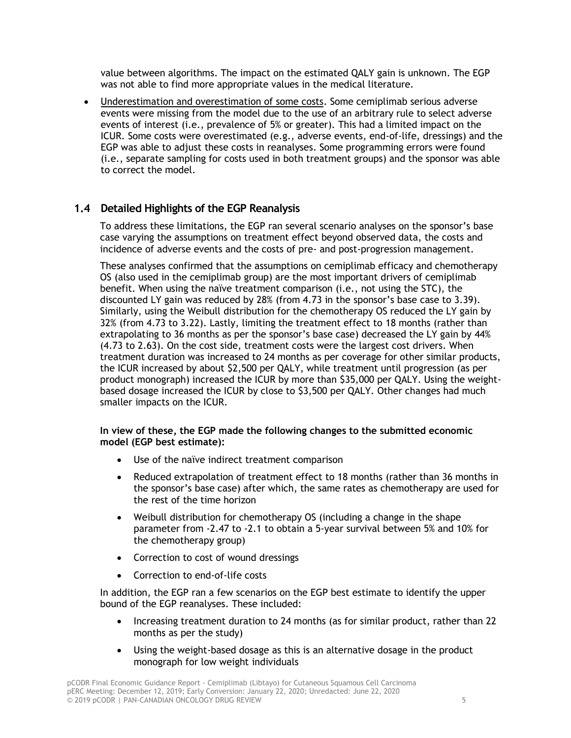value between algorithms. The impact on the estimated QALY gain is unknown. The EGP was not able to find more appropriate values in the medical literature.

- Underestimation and overestimation of some costs. Some cemiplimab serious adverse events were missing from the model due to the use of an arbitrary rule to select adverse events of interest (i.e., prevalence of 5% or greater). This had a limited impact on the ICUR. Some costs were overestimated (e.g., adverse events, end-of-life, dressings) and the EGP was able to adjust these costs in reanalyses. Some programming errors were found (i.e., separate sampling for costs used in both treatment groups) and the sponsor was able to correct the model.

## 1.4 Detailed Highlights of the EGP Reanalysis

To address these limitations, the EGP ran several scenario analyses on the sponsor's base case varying the assumptions on treatment effect beyond observed data, the costs and incidence of adverse events and the costs of pre- and post-progression management.

These analyses confirmed that the assumptions on cemiplimab efficacy and chemotherapy OS (also used in the cemiplimab group) are the most important drivers of cemiplimab benefit. When using the naïve treatment comparison (i.e., not using the STC), the discounted LY gain was reduced by 28% (from 4.73 in the sponsor's base case to 3.39). Similarly, using the Weibull distribution for the chemotherapy OS reduced the LY gain by 32% (from 4.73 to 3.22). Lastly, limiting the treatment effect to 18 months (rather than extrapolating to 36 months as per the sponsor's base case) decreased the LY gain by 44% (4.73 to 2.63). On the cost side, treatment costs were the largest cost drivers. When treatment duration was increased to 24 months as per coverage for other similar products, the ICUR increased by about $2,500 per QALY, while treatment until progression (as per product monograph) increased the ICUR by more than $35,000 per QALY. Using the weight-based dosage increased the ICUR by close to $3,500 per QALY. Other changes had much smaller impacts on the ICUR.

**In view of these, the EGP made the following changes to the submitted economic model (EGP best estimate):**

- Use of the naïve indirect treatment comparison
- Reduced extrapolation of treatment effect to 18 months (rather than 36 months in the sponsor's base case) after which, the same rates as chemotherapy are used for the rest of the time horizon
- Weibull distribution for chemotherapy OS (including a change in the shape parameter from -2.47 to -2.1 to obtain a 5-year survival between 5% and 10% for the chemotherapy group)
- Correction to cost of wound dressings
- Correction to end-of-life costs

In addition, the EGP ran a few scenarios on the EGP best estimate to identify the upper bound of the EGP reanalyses. These included:

- Increasing treatment duration to 24 months (as for similar product, rather than 22 months as per the study)
- Using the weight-based dosage as this is an alternative dosage in the product monograph for low weight individuals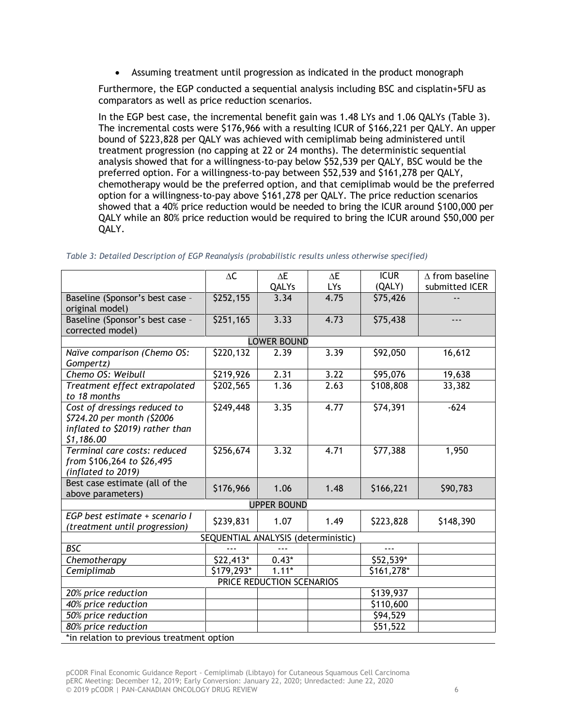- Assuming treatment until progression as indicated in the product monograph

Furthermore, the EGP conducted a sequential analysis including BSC and cisplatin+5FU as comparators as well as price reduction scenarios.

In the EGP best case, the incremental benefit gain was 1.48 LYs and 1.06 QALYs (Table 3). The incremental costs were $176,966 with a resulting ICUR of $166,221 per QALY. An upper bound of $223,828 per QALY was achieved with cemiplimab being administered until treatment progression (no capping at 22 or 24 months). The deterministic sequential analysis showed that for a willingness-to-pay below $52,539 per QALY, BSC would be the preferred option. For a willingness-to-pay between $52,539 and $161,278 per QALY, chemotherapy would be the preferred option, and that cemiplimab would be the preferred option for a willingness-to-pay above $161,278 per QALY. The price reduction scenarios showed that a 40% price reduction would be needed to bring the ICUR around $100,000 per QALY while an 80% price reduction would be required to bring the ICUR around $50,000 per QALY.

*Table 3: Detailed Description of EGP Reanalysis (probabilistic results unless otherwise specified)*

| | ∆C | ∆E QALYs | ∆E LYs | ICUR (QALY) | ∆ from baseline submitted ICER |
|---|---|---|---|---|---|
| Baseline (Sponsor's best case – original model) | $252,155 | 3.34 | 4.75 | $75,426 | -- |
| Baseline (Sponsor's best case – corrected model) | $251,165 | 3.33 | 4.73 | $75,438 | --- |
| LOWER BOUND | | | | | |
| *Naïve comparison (Chemo OS: Gompertz)* | $220,132 | 2.39 | 3.39 | $92,050 | 16,612 |
| *Chemo OS: Weibull* | $219,926 | 2.31 | 3.22 | $95,076 | 19,638 |
| *Treatment effect extrapolated to 18 months* | $202,565 | 1.36 | 2.63 | $108,808 | 33,382 |
| *Cost of dressings reduced to $724.20 per month ($2006 inflated to $2019) rather than $1,186.00* | $249,448 | 3.35 | 4.77 | $74,391 | -624 |
| *Terminal care costs: reduced from $106,264 to $26,495 (inflated to 2019)* | $256,674 | 3.32 | 4.71 | $77,388 | 1,950 |
| Best case estimate (all of the above parameters) | $176,966 | 1.06 | 1.48 | $166,221 | $90,783 |
| UPPER BOUND | | | | | |
| *EGP best estimate + scenario I (treatment until progression)* | $239,831 | 1.07 | 1.49 | $223,828 | $148,390 |
| SEQUENTIAL ANALYSIS (deterministic) | | | | | |
| *BSC* | --- | --- | | --- | |
| *Chemotherapy* | $22,413* | 0.43* | | $52,539* | |
| *Cemiplimab* | $179,293* | 1.11* | | $161,278* | |
| PRICE REDUCTION SCENARIOS | | | | | |
| *20% price reduction* | | | | $139,937 | |
| *40% price reduction* | | | | $110,600 | |
| *50% price reduction* | | | | $94,529 | |
| *80% price reduction* | | | | $51,522 | |

*in relation to previous treatment option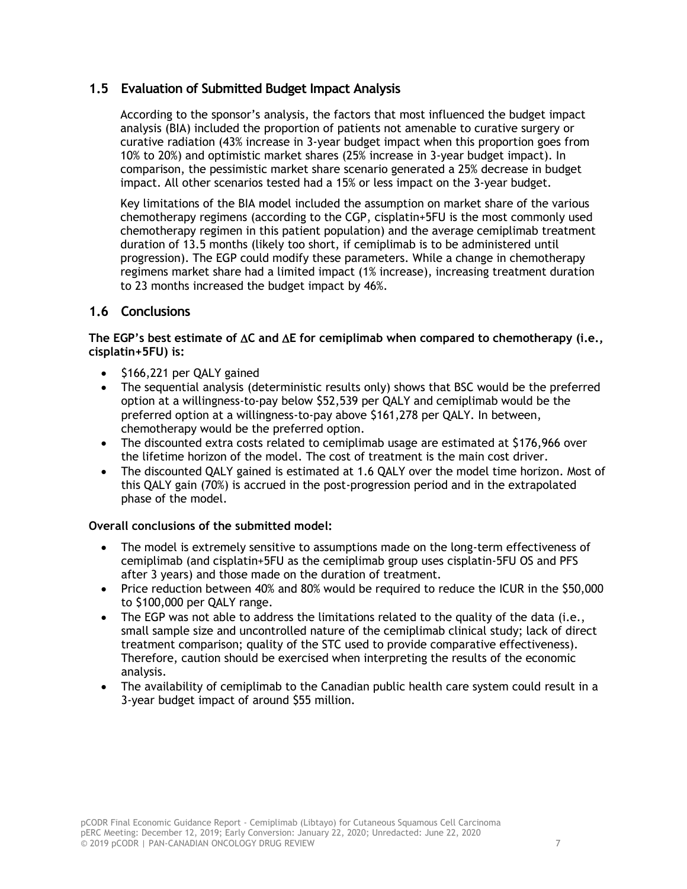## 1.5 Evaluation of Submitted Budget Impact Analysis

According to the sponsor's analysis, the factors that most influenced the budget impact analysis (BIA) included the proportion of patients not amenable to curative surgery or curative radiation (43% increase in 3-year budget impact when this proportion goes from 10% to 20%) and optimistic market shares (25% increase in 3-year budget impact). In comparison, the pessimistic market share scenario generated a 25% decrease in budget impact. All other scenarios tested had a 15% or less impact on the 3-year budget.

Key limitations of the BIA model included the assumption on market share of the various chemotherapy regimens (according to the CGP, cisplatin+5FU is the most commonly used chemotherapy regimen in this patient population) and the average cemiplimab treatment duration of 13.5 months (likely too short, if cemiplimab is to be administered until progression). The EGP could modify these parameters. While a change in chemotherapy regimens market share had a limited impact (1% increase), increasing treatment duration to 23 months increased the budget impact by 46%.

## 1.6 Conclusions

**The EGP's best estimate of ∆C and ∆E for cemiplimab when compared to chemotherapy (i.e., cisplatin+5FU) is:**

- $166,221 per QALY gained
- The sequential analysis (deterministic results only) shows that BSC would be the preferred option at a willingness-to-pay below $52,539 per QALY and cemiplimab would be the preferred option at a willingness-to-pay above $161,278 per QALY. In between, chemotherapy would be the preferred option.
- The discounted extra costs related to cemiplimab usage are estimated at $176,966 over the lifetime horizon of the model. The cost of treatment is the main cost driver.
- The discounted QALY gained is estimated at 1.6 QALY over the model time horizon. Most of this QALY gain (70%) is accrued in the post-progression period and in the extrapolated phase of the model.

**Overall conclusions of the submitted model:**

- The model is extremely sensitive to assumptions made on the long-term effectiveness of cemiplimab (and cisplatin+5FU as the cemiplimab group uses cisplatin-5FU OS and PFS after 3 years) and those made on the duration of treatment.
- Price reduction between 40% and 80% would be required to reduce the ICUR in the $50,000 to $100,000 per QALY range.
- The EGP was not able to address the limitations related to the quality of the data (i.e., small sample size and uncontrolled nature of the cemiplimab clinical study; lack of direct treatment comparison; quality of the STC used to provide comparative effectiveness). Therefore, caution should be exercised when interpreting the results of the economic analysis.
- The availability of cemiplimab to the Canadian public health care system could result in a 3-year budget impact of around $55 million.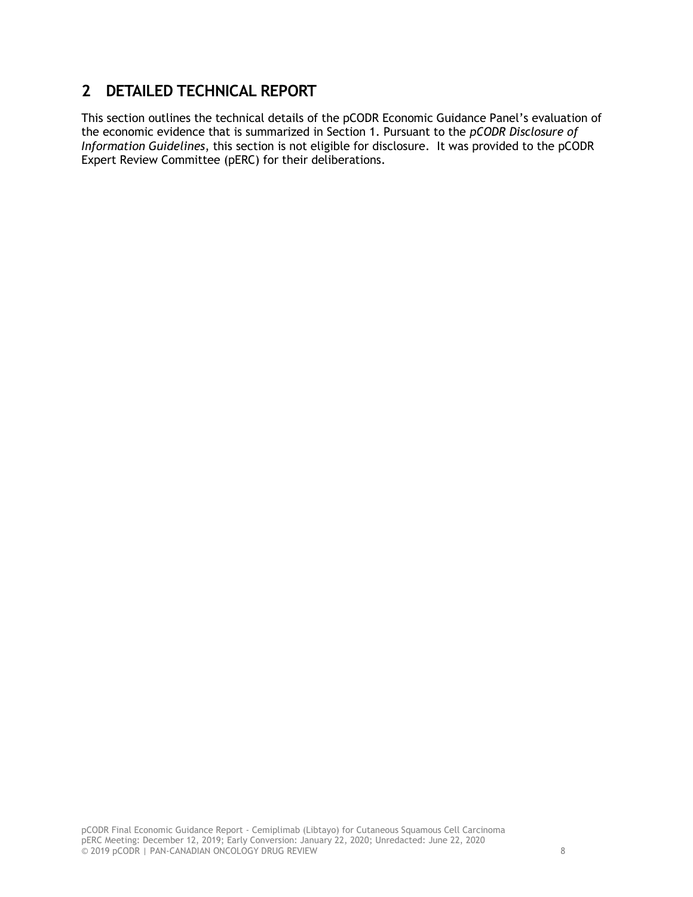# 2 DETAILED TECHNICAL REPORT

This section outlines the technical details of the pCODR Economic Guidance Panel's evaluation of the economic evidence that is summarized in Section 1. Pursuant to the *pCODR Disclosure of Information Guidelines*, this section is not eligible for disclosure. It was provided to the pCODR Expert Review Committee (pERC) for their deliberations.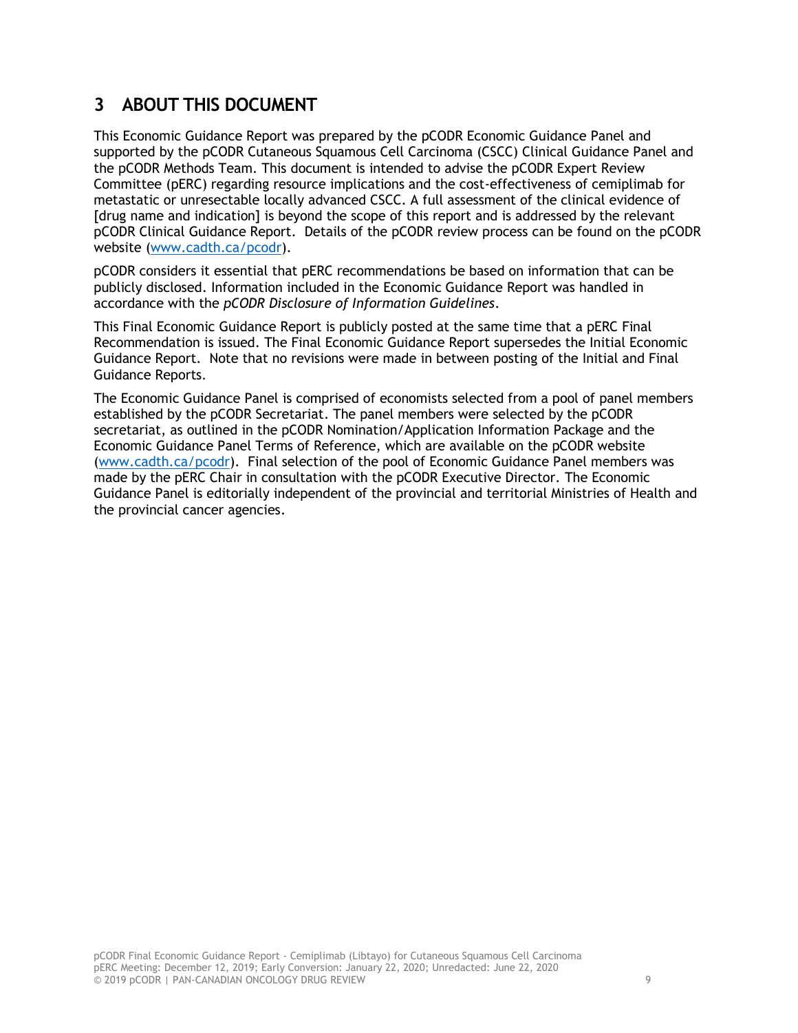## 3 ABOUT THIS DOCUMENT

This Economic Guidance Report was prepared by the pCODR Economic Guidance Panel and supported by the pCODR Cutaneous Squamous Cell Carcinoma (CSCC) Clinical Guidance Panel and the pCODR Methods Team. This document is intended to advise the pCODR Expert Review Committee (pERC) regarding resource implications and the cost-effectiveness of cemiplimab for metastatic or unresectable locally advanced CSCC. A full assessment of the clinical evidence of [drug name and indication] is beyond the scope of this report and is addressed by the relevant pCODR Clinical Guidance Report. Details of the pCODR review process can be found on the pCODR website (www.cadth.ca/pcodr).

pCODR considers it essential that pERC recommendations be based on information that can be publicly disclosed. Information included in the Economic Guidance Report was handled in accordance with the *pCODR Disclosure of Information Guidelines*.

This Final Economic Guidance Report is publicly posted at the same time that a pERC Final Recommendation is issued. The Final Economic Guidance Report supersedes the Initial Economic Guidance Report. Note that no revisions were made in between posting of the Initial and Final Guidance Reports.

The Economic Guidance Panel is comprised of economists selected from a pool of panel members established by the pCODR Secretariat. The panel members were selected by the pCODR secretariat, as outlined in the pCODR Nomination/Application Information Package and the Economic Guidance Panel Terms of Reference, which are available on the pCODR website (www.cadth.ca/pcodr). Final selection of the pool of Economic Guidance Panel members was made by the pERC Chair in consultation with the pCODR Executive Director. The Economic Guidance Panel is editorially independent of the provincial and territorial Ministries of Health and the provincial cancer agencies.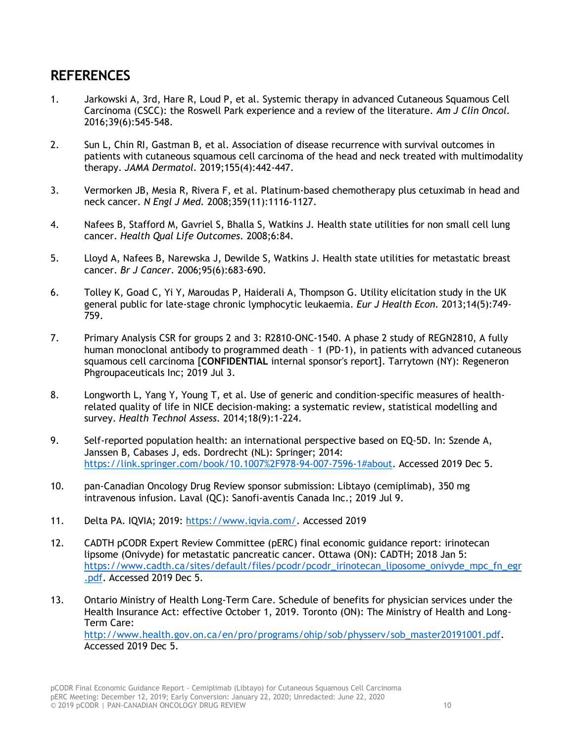## REFERENCES

1. Jarkowski A, 3rd, Hare R, Loud P, et al. Systemic therapy in advanced Cutaneous Squamous Cell Carcinoma (CSCC): the Roswell Park experience and a review of the literature. *Am J Clin Oncol.* 2016;39(6):545-548.

2. Sun L, Chin RI, Gastman B, et al. Association of disease recurrence with survival outcomes in patients with cutaneous squamous cell carcinoma of the head and neck treated with multimodality therapy. *JAMA Dermatol.* 2019;155(4):442-447.

3. Vermorken JB, Mesia R, Rivera F, et al. Platinum-based chemotherapy plus cetuximab in head and neck cancer. *N Engl J Med.* 2008;359(11):1116-1127.

4. Nafees B, Stafford M, Gavriel S, Bhalla S, Watkins J. Health state utilities for non small cell lung cancer. *Health Qual Life Outcomes.* 2008;6:84.

5. Lloyd A, Nafees B, Narewska J, Dewilde S, Watkins J. Health state utilities for metastatic breast cancer. *Br J Cancer.* 2006;95(6):683-690.

6. Tolley K, Goad C, Yi Y, Maroudas P, Haiderali A, Thompson G. Utility elicitation study in the UK general public for late-stage chronic lymphocytic leukaemia. *Eur J Health Econ.* 2013;14(5):749-759.

7. Primary Analysis CSR for groups 2 and 3: R2810-ONC-1540. A phase 2 study of REGN2810, A fully human monoclonal antibody to programmed death – 1 (PD-1), in patients with advanced cutaneous squamous cell carcinoma [**CONFIDENTIAL** internal sponsor's report]. Tarrytown (NY): Regeneron Phgroupaceuticals Inc; 2019 Jul 3.

8. Longworth L, Yang Y, Young T, et al. Use of generic and condition-specific measures of health-related quality of life in NICE decision-making: a systematic review, statistical modelling and survey. *Health Technol Assess.* 2014;18(9):1-224.

9. Self-reported population health: an international perspective based on EQ-5D. In: Szende A, Janssen B, Cabases J, eds. Dordrecht (NL): Springer; 2014: https://link.springer.com/book/10.1007%2F978-94-007-7596-1#about. Accessed 2019 Dec 5.

10. pan-Canadian Oncology Drug Review sponsor submission: Libtayo (cemiplimab), 350 mg intravenous infusion. Laval (QC): Sanofi-aventis Canada Inc.; 2019 Jul 9.

11. Delta PA. IQVIA; 2019: https://www.iqvia.com/. Accessed 2019

12. CADTH pCODR Expert Review Committee (pERC) final economic guidance report: irinotecan lipsome (Onivyde) for metastatic pancreatic cancer. Ottawa (ON): CADTH; 2018 Jan 5: https://www.cadth.ca/sites/default/files/pcodr/pcodr_irinotecan_liposome_onivyde_mpc_fn_egr.pdf. Accessed 2019 Dec 5.

13. Ontario Ministry of Health Long-Term Care. Schedule of benefits for physician services under the Health Insurance Act: effective October 1, 2019. Toronto (ON): The Ministry of Health and Long-Term Care: http://www.health.gov.on.ca/en/pro/programs/ohip/sob/physserv/sob_master20191001.pdf. Accessed 2019 Dec 5.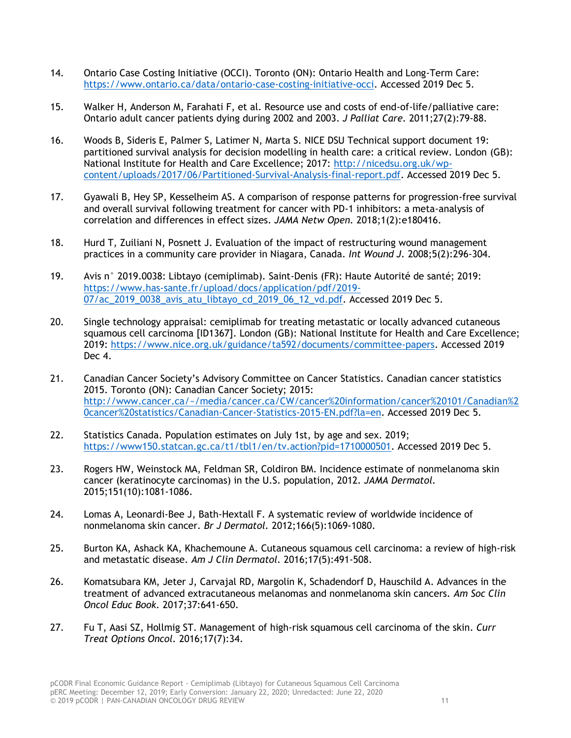14. Ontario Case Costing Initiative (OCCI). Toronto (ON): Ontario Health and Long-Term Care: https://www.ontario.ca/data/ontario-case-costing-initiative-occi. Accessed 2019 Dec 5.

15. Walker H, Anderson M, Farahati F, et al. Resource use and costs of end-of-life/palliative care: Ontario adult cancer patients dying during 2002 and 2003. *J Palliat Care*. 2011;27(2):79-88.

16. Woods B, Sideris E, Palmer S, Latimer N, Marta S. NICE DSU Technical support document 19: partitioned survival analysis for decision modelling in health care: a critical review. London (GB): National Institute for Health and Care Excellence; 2017: http://nicedsu.org.uk/wp-content/uploads/2017/06/Partitioned-Survival-Analysis-final-report.pdf. Accessed 2019 Dec 5.

17. Gyawali B, Hey SP, Kesselheim AS. A comparison of response patterns for progression-free survival and overall survival following treatment for cancer with PD-1 inhibitors: a meta-analysis of correlation and differences in effect sizes. *JAMA Netw Open*. 2018;1(2):e180416.

18. Hurd T, Zuiliani N, Posnett J. Evaluation of the impact of restructuring wound management practices in a community care provider in Niagara, Canada. *Int Wound J*. 2008;5(2):296-304.

19. Avis n° 2019.0038: Libtayo (cemiplimab). Saint-Denis (FR): Haute Autorité de santé; 2019: https://www.has-sante.fr/upload/docs/application/pdf/2019-07/ac_2019_0038_avis_atu_libtayo_cd_2019_06_12_vd.pdf. Accessed 2019 Dec 5.

20. Single technology appraisal: cemiplimab for treating metastatic or locally advanced cutaneous squamous cell carcinoma [ID1367]. London (GB): National Institute for Health and Care Excellence; 2019: https://www.nice.org.uk/guidance/ta592/documents/committee-papers. Accessed 2019 Dec 4.

21. Canadian Cancer Society's Advisory Committee on Cancer Statistics. Canadian cancer statistics 2015. Toronto (ON): Canadian Cancer Society; 2015: http://www.cancer.ca/~/media/cancer.ca/CW/cancer%20information/cancer%20101/Canadian%20cancer%20statistics/Canadian-Cancer-Statistics-2015-EN.pdf?la=en. Accessed 2019 Dec 5.

22. Statistics Canada. Population estimates on July 1st, by age and sex. 2019; https://www150.statcan.gc.ca/t1/tbl1/en/tv.action?pid=1710000501. Accessed 2019 Dec 5.

23. Rogers HW, Weinstock MA, Feldman SR, Coldiron BM. Incidence estimate of nonmelanoma skin cancer (keratinocyte carcinomas) in the U.S. population, 2012. *JAMA Dermatol*. 2015;151(10):1081-1086.

24. Lomas A, Leonardi-Bee J, Bath-Hextall F. A systematic review of worldwide incidence of nonmelanoma skin cancer. *Br J Dermatol*. 2012;166(5):1069-1080.

25. Burton KA, Ashack KA, Khachemoune A. Cutaneous squamous cell carcinoma: a review of high-risk and metastatic disease. *Am J Clin Dermatol*. 2016;17(5):491-508.

26. Komatsubara KM, Jeter J, Carvajal RD, Margolin K, Schadendorf D, Hauschild A. Advances in the treatment of advanced extracutaneous melanomas and nonmelanoma skin cancers. *Am Soc Clin Oncol Educ Book*. 2017;37:641-650.

27. Fu T, Aasi SZ, Hollmig ST. Management of high-risk squamous cell carcinoma of the skin. *Curr Treat Options Oncol*. 2016;17(7):34.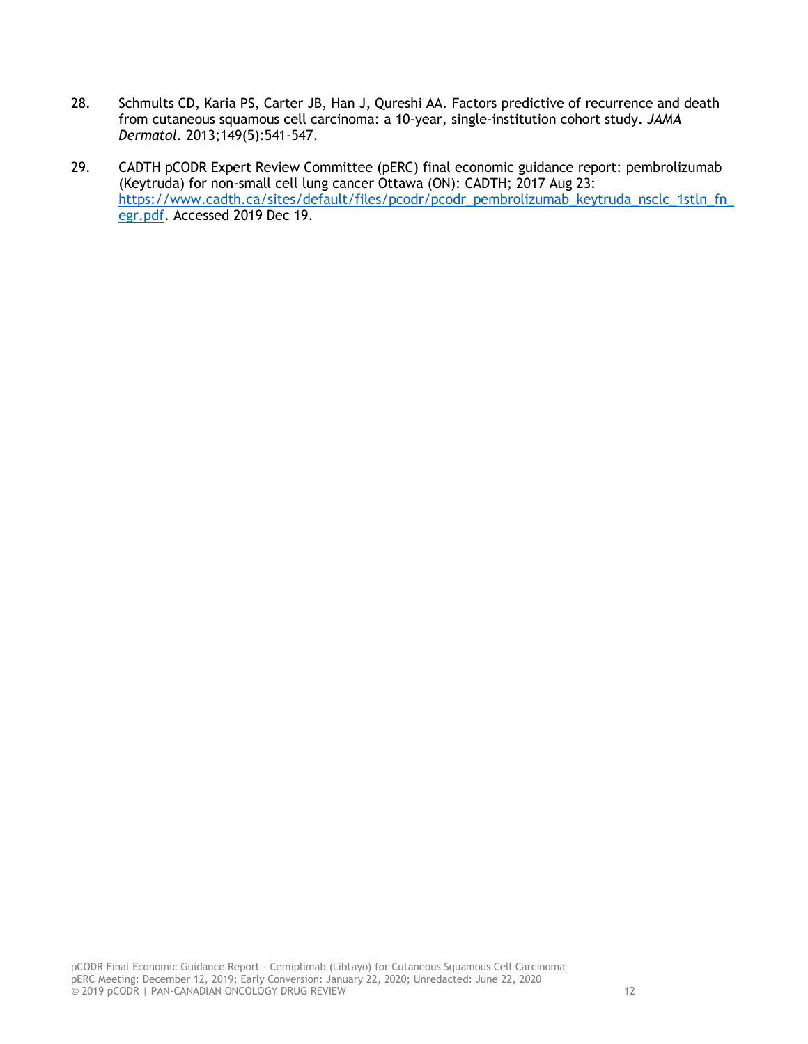28. Schmults CD, Karia PS, Carter JB, Han J, Qureshi AA. Factors predictive of recurrence and death from cutaneous squamous cell carcinoma: a 10-year, single-institution cohort study. *JAMA Dermatol*. 2013;149(5):541-547.

29. CADTH pCODR Expert Review Committee (pERC) final economic guidance report: pembrolizumab (Keytruda) for non-small cell lung cancer Ottawa (ON): CADTH; 2017 Aug 23: https://www.cadth.ca/sites/default/files/pcodr/pcodr_pembrolizumab_keytruda_nsclc_1stln_fn_egr.pdf. Accessed 2019 Dec 19.